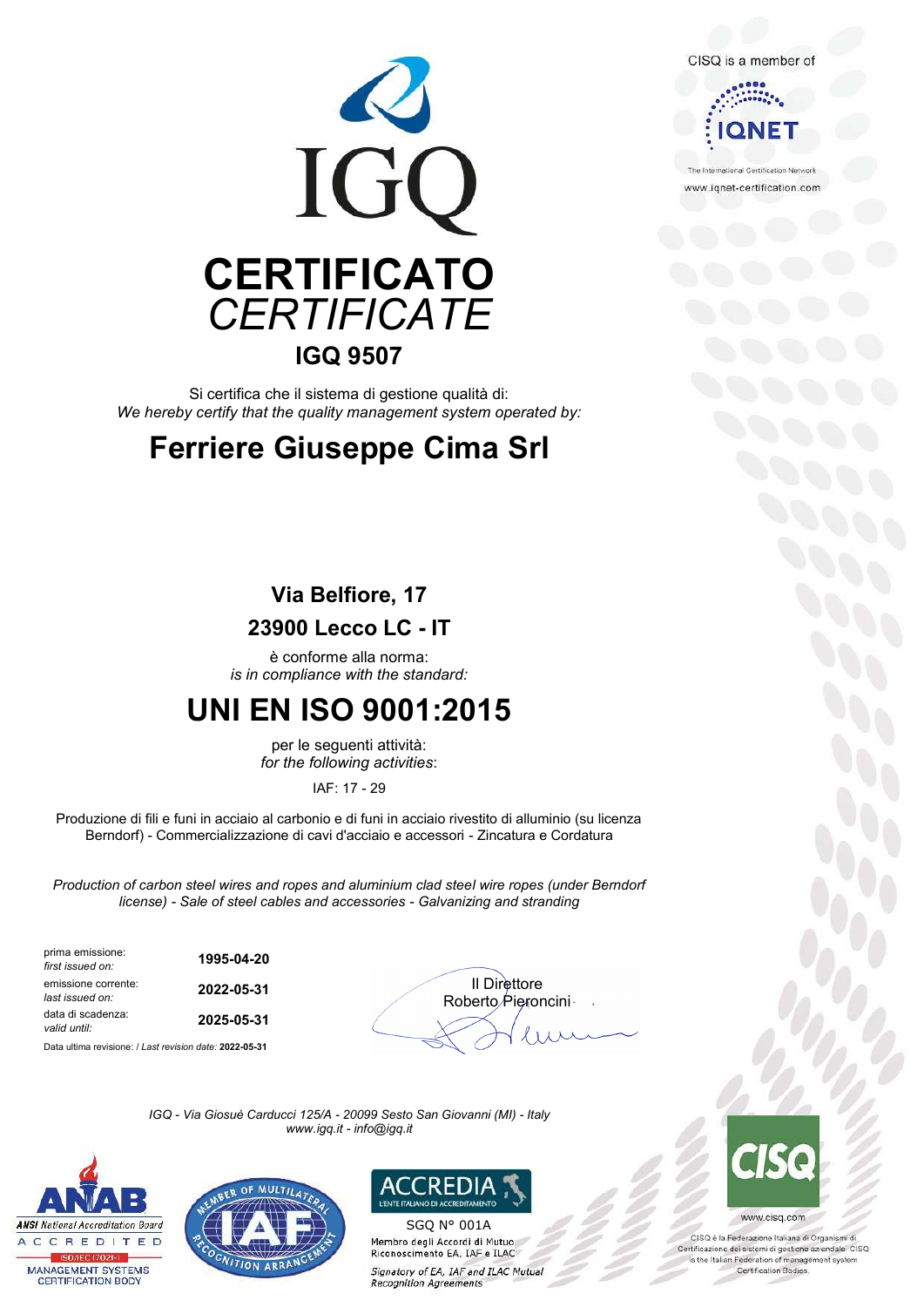CISQ is a member of

IQNET

The International Certification Network
www.iqnet-certification.com

IGQ

# CERTIFICATO
## *CERTIFICATE*

### IGQ 9507

Si certifica che il sistema di gestione qualità di:
*We hereby certify that the quality management system operated by:*

## Ferriere Giuseppe Cima Srl

**Via Belfiore, 17**
**23900 Lecco LC - IT**

è conforme alla norma:
*is in compliance with the standard:*

## UNI EN ISO 9001:2015

per le seguenti attività:
*for the following activities*:

IAF: 17 - 29

Produzione di fili e funi in acciaio al carbonio e di funi in acciaio rivestito di alluminio (su licenza Berndorf) - Commercializzazione di cavi d'acciaio e accessori - Zincatura e Cordatura

*Production of carbon steel wires and ropes and aluminium clad steel wire ropes (under Berndorf license) - Sale of steel cables and accessories - Galvanizing and stranding*

| | |
|---|---|
| prima emissione: *first issued on:* | **1995-04-20** |
| emissione corrente: *last issued on:* | **2022-05-31** |
| data di scadenza: *valid until:* | **2025-05-31** |

Data ultima revisione: / *Last revision date:* **2022-05-31**

Il Direttore
Roberto Pieroncini

*IGQ - Via Giosuè Carducci 125/A - 20099 Sesto San Giovanni (MI) - Italy*
*www.igq.it - info@igq.it*

ANAB
ANSI National Accreditation Board
ACCREDITED
ISO/IEC 17021-1
MANAGEMENT SYSTEMS CERTIFICATION BODY

MEMBER OF MULTILATERAL RECOGNITION ARRANGEMENT IAF

ACCREDIA
L'ENTE ITALIANO DI ACCREDITAMENTO
SGQ N° 001A
Membro degli Accordi di Mutuo Riconoscimento EA, IAF e ILAC
*Signatory of EA, IAF and ILAC Mutual Recognition Agreements*

CISQ
www.cisq.com
CISQ è la Federazione Italiana di Organismi di Certificazione dei sistemi di gestione aziendale. CISQ is the Italian Federation of management system Certification Bodies.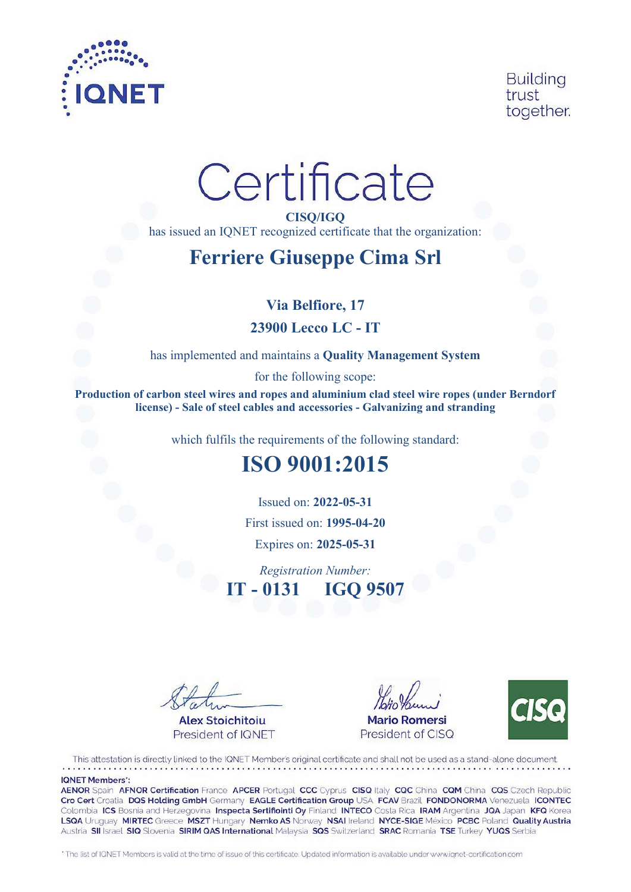IQNET

Building trust together.

# Certificate

**CISQ/IGQ**

has issued an IQNET recognized certificate that the organization:

## Ferriere Giuseppe Cima Srl

**Via Belfiore, 17**

**23900 Lecco LC - IT**

has implemented and maintains a **Quality Management System**

for the following scope:

**Production of carbon steel wires and ropes and aluminium clad steel wire ropes (under Berndorf license) - Sale of steel cables and accessories - Galvanizing and stranding**

which fulfils the requirements of the following standard:

## ISO 9001:2015

Issued on: **2022-05-31**

First issued on: **1995-04-20**

Expires on: **2025-05-31**

*Registration Number:*

**IT - 0131 IGQ 9507**

Alex Stoichitoiu
President of IQNET

Mario Romersi
President of CISQ

CISQ

This attestation is directly linked to the IQNET Member's original certificate and shall not be used as a stand-alone document

IQNET Members*:

**AENOR** Spain **AFNOR Certification** France **APCER** Portugal **CCC** Cyprus **CISQ** Italy **CQC** China **CQM** China **CQS** Czech Republic **Cro Cert** Croatia **DQS Holding GmbH** Germany **EAGLE Certification Group** USA **FCAV** Brazil **FONDONORMA** Venezuela **ICONTEC** Colombia **ICS** Bosnia and Herzegovina **Inspecta Sertifiointi Oy** Finland **INTECO** Costa Rica **IRAM** Argentina **JQA** Japan **KFQ** Korea **LSQA** Uruguay **MIRTEC** Greece **MSZT** Hungary **Nemko AS** Norway **NSAI** Ireland **NYCE-SIGE** México **PCBC** Poland **Quality Austria** Austria **SII** Israel **SIQ** Slovenia **SIRIM QAS International** Malaysia **SQS** Switzerland **SRAC** Romania **TSE** Turkey **YUQS** Serbia

* The list of IQNET Members is valid at the time of issue of this certificate. Updated information is available under www.iqnet-certification.com